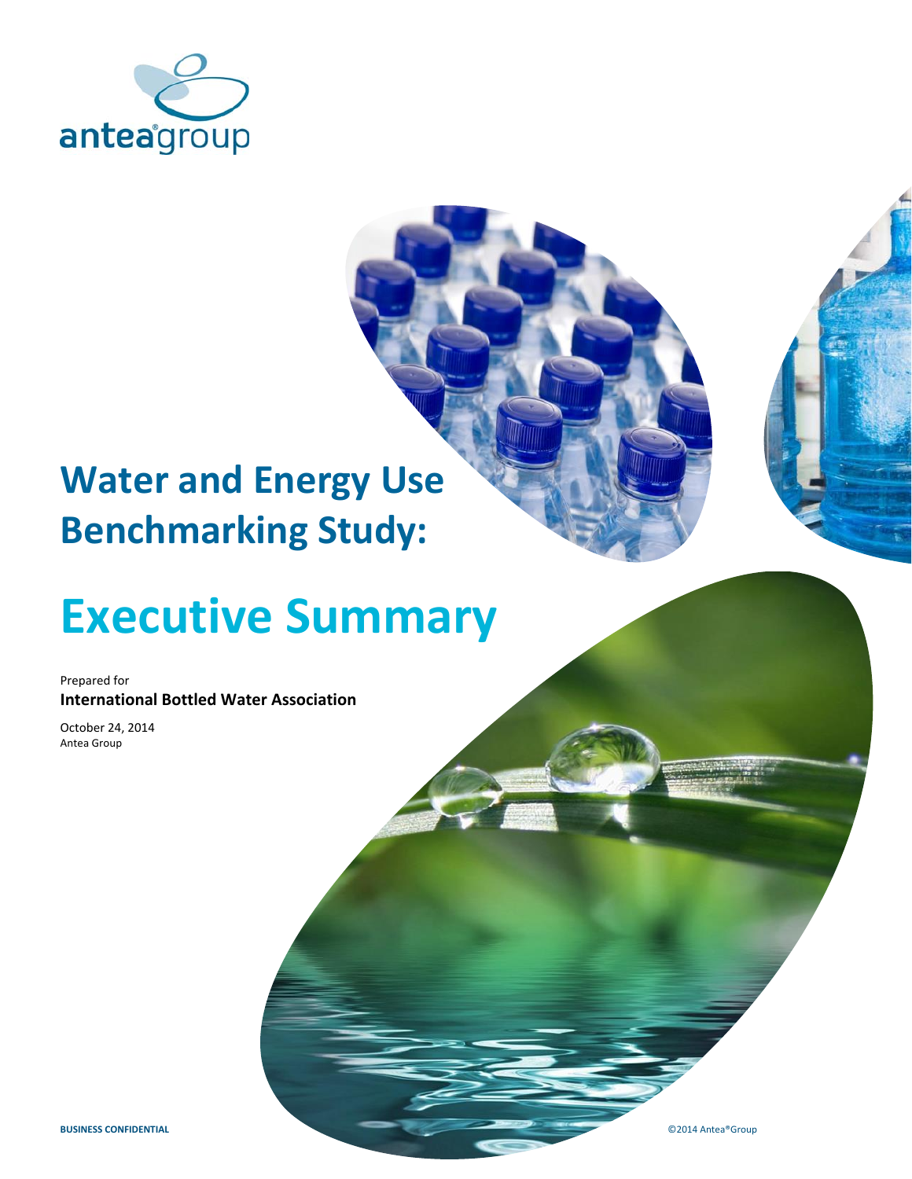antea®group

# Water and Energy Use Benchmarking Study:

# Executive Summary

Prepared for
**International Bottled Water Association**

October 24, 2014
Antea Group

**BUSINESS CONFIDENTIAL**

©2014 Antea®Group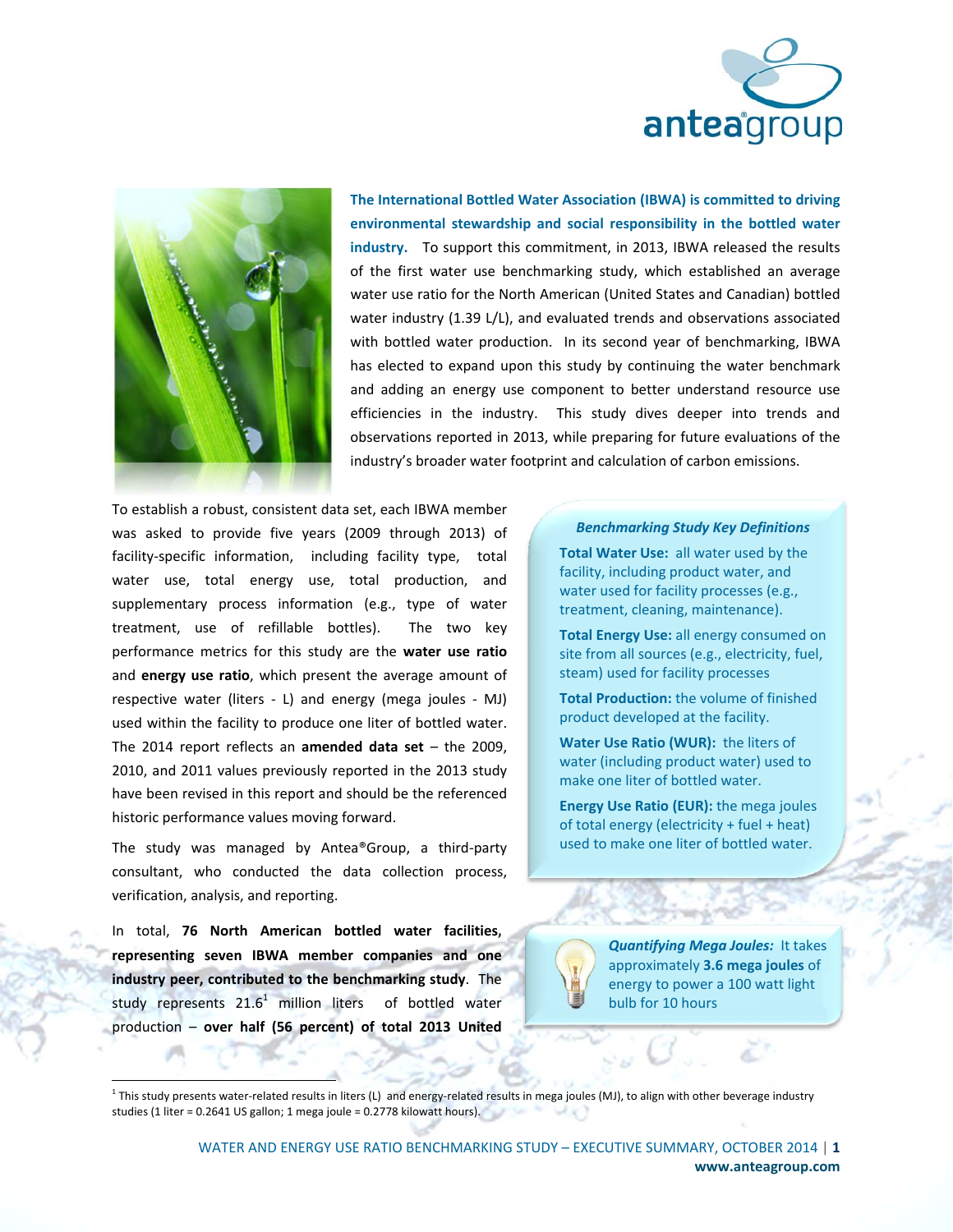**The International Bottled Water Association (IBWA) is committed to driving environmental stewardship and social responsibility in the bottled water industry.** To support this commitment, in 2013, IBWA released the results of the first water use benchmarking study, which established an average water use ratio for the North American (United States and Canadian) bottled water industry (1.39 L/L), and evaluated trends and observations associated with bottled water production. In its second year of benchmarking, IBWA has elected to expand upon this study by continuing the water benchmark and adding an energy use component to better understand resource use efficiencies in the industry. This study dives deeper into trends and observations reported in 2013, while preparing for future evaluations of the industry's broader water footprint and calculation of carbon emissions.

To establish a robust, consistent data set, each IBWA member was asked to provide five years (2009 through 2013) of facility-specific information, including facility type, total water use, total energy use, total production, and supplementary process information (e.g., type of water treatment, use of refillable bottles). The two key performance metrics for this study are the **water use ratio** and **energy use ratio**, which present the average amount of respective water (liters - L) and energy (mega joules - MJ) used within the facility to produce one liter of bottled water. The 2014 report reflects an **amended data set** – the 2009, 2010, and 2011 values previously reported in the 2013 study have been revised in this report and should be the referenced historic performance values moving forward.

The study was managed by Antea®Group, a third-party consultant, who conducted the data collection process, verification, analysis, and reporting.

In total, **76 North American bottled water facilities, representing seven IBWA member companies and one industry peer, contributed to the benchmarking study**. The study represents 21.6[1] million liters of bottled water production – **over half (56 percent) of total 2013 United**

> ***Benchmarking Study Key Definitions***
>
> **Total Water Use:** all water used by the facility, including product water, and water used for facility processes (e.g., treatment, cleaning, maintenance).
>
> **Total Energy Use:** all energy consumed on site from all sources (e.g., electricity, fuel, steam) used for facility processes
>
> **Total Production:** the volume of finished product developed at the facility.
>
> **Water Use Ratio (WUR):** the liters of water (including product water) used to make one liter of bottled water.
>
> **Energy Use Ratio (EUR):** the mega joules of total energy (electricity + fuel + heat) used to make one liter of bottled water.

> ***Quantifying Mega Joules:*** It takes approximately **3.6 mega joules** of energy to power a 100 watt light bulb for 10 hours

[1] This study presents water-related results in liters (L) and energy-related results in mega joules (MJ), to align with other beverage industry studies (1 liter = 0.2641 US gallon; 1 mega joule = 0.2778 kilowatt hours).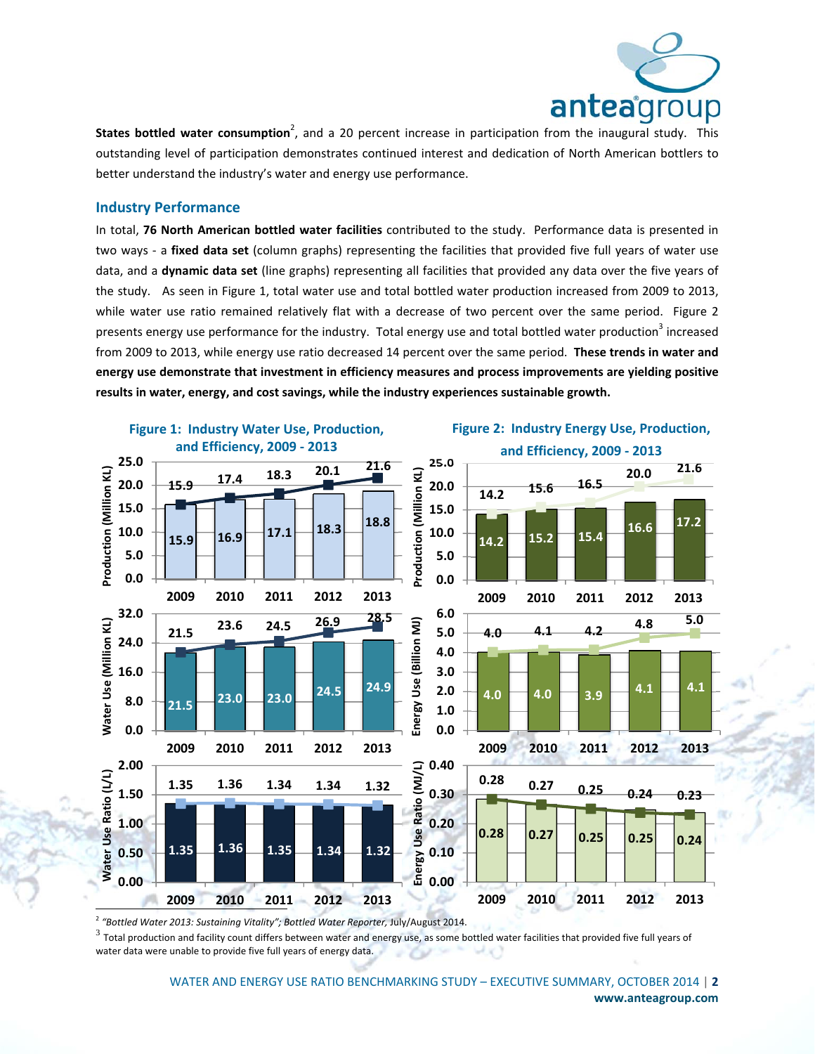**States bottled water consumption**[2], and a 20 percent increase in participation from the inaugural study. This outstanding level of participation demonstrates continued interest and dedication of North American bottlers to better understand the industry's water and energy use performance.

## Industry Performance

In total, **76 North American bottled water facilities** contributed to the study. Performance data is presented in two ways - a **fixed data set** (column graphs) representing the facilities that provided five full years of water use data, and a **dynamic data set** (line graphs) representing all facilities that provided any data over the five years of the study. As seen in Figure 1, total water use and total bottled water production increased from 2009 to 2013, while water use ratio remained relatively flat with a decrease of two percent over the same period. Figure 2 presents energy use performance for the industry. Total energy use and total bottled water production[3] increased from 2009 to 2013, while energy use ratio decreased 14 percent over the same period. **These trends in water and energy use demonstrate that investment in efficiency measures and process improvements are yielding positive results in water, energy, and cost savings, while the industry experiences sustainable growth.**

**Figure 1: Industry Water Use, Production, and Efficiency, 2009 - 2013**

| | 2009 | 2010 | 2011 | 2012 | 2013 |
|---|---|---|---|---|---|
| Production (Million KL) – fixed (column) | 15.9 | 16.9 | 17.1 | 18.3 | 18.8 |
| Production (Million KL) – dynamic (line) | 15.9 | 17.4 | 18.3 | 20.1 | 21.6 |
| Water Use (Million KL) – fixed (column) | 21.5 | 23.0 | 23.0 | 24.5 | 24.9 |
| Water Use (Million KL) – dynamic (line) | 21.5 | 23.6 | 24.5 | 26.9 | 28.5 |
| Water Use Ratio (L/L) – fixed (column) | 1.35 | 1.36 | 1.35 | 1.34 | 1.32 |
| Water Use Ratio (L/L) – dynamic (line) | 1.35 | 1.36 | 1.34 | 1.34 | 1.32 |

**Figure 2: Industry Energy Use, Production, and Efficiency, 2009 - 2013**

| | 2009 | 2010 | 2011 | 2012 | 2013 |
|---|---|---|---|---|---|
| Production (Million KL) – fixed (column) | 14.2 | 15.2 | 15.4 | 16.6 | 17.2 |
| Production (Million KL) – dynamic (line) | 14.2 | 15.6 | 16.5 | 20.0 | 21.6 |
| Energy Use (Billion MJ) – fixed (column) | 4.0 | 4.0 | 3.9 | 4.1 | 4.1 |
| Energy Use (Billion MJ) – dynamic (line) | 4.0 | 4.1 | 4.2 | 4.8 | 5.0 |
| Energy Use Ratio (MJ/L) – fixed (column) | 0.28 | 0.27 | 0.25 | 0.25 | 0.24 |
| Energy Use Ratio (MJ/L) – dynamic (line) | 0.28 | 0.27 | 0.25 | 0.24 | 0.23 |

[2] *"Bottled Water 2013: Sustaining Vitality"; Bottled Water Reporter*, July/August 2014.

[3] Total production and facility count differs between water and energy use, as some bottled water facilities that provided five full years of water data were unable to provide five full years of energy data.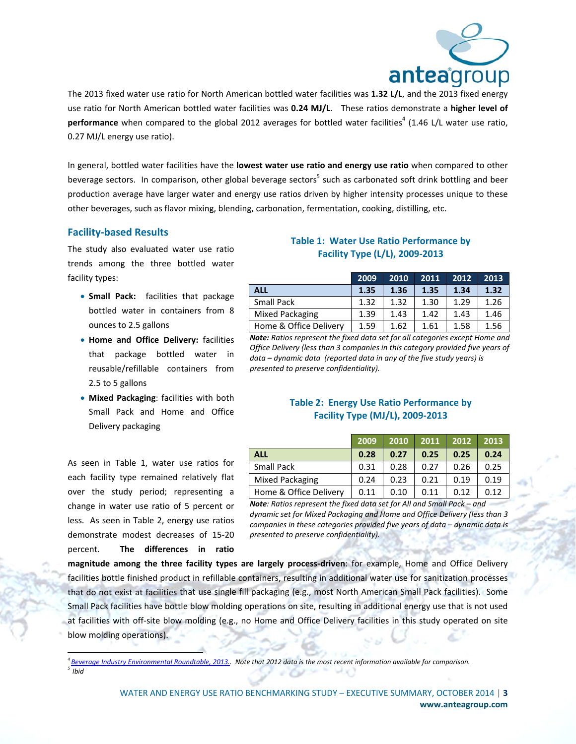The 2013 fixed water use ratio for North American bottled water facilities was **1.32 L/L**, and the 2013 fixed energy use ratio for North American bottled water facilities was **0.24 MJ/L**. These ratios demonstrate a **higher level of performance** when compared to the global 2012 averages for bottled water facilities[4] (1.46 L/L water use ratio, 0.27 MJ/L energy use ratio).

In general, bottled water facilities have the **lowest water use ratio and energy use ratio** when compared to other beverage sectors. In comparison, other global beverage sectors[5] such as carbonated soft drink bottling and beer production average have larger water and energy use ratios driven by higher intensity processes unique to these other beverages, such as flavor mixing, blending, carbonation, fermentation, cooking, distilling, etc.

## Facility-based Results

The study also evaluated water use ratio trends among the three bottled water facility types:

- **Small Pack:** facilities that package bottled water in containers from 8 ounces to 2.5 gallons
- **Home and Office Delivery:** facilities that package bottled water in reusable/refillable containers from 2.5 to 5 gallons
- **Mixed Packaging**: facilities with both Small Pack and Home and Office Delivery packaging

**Table 1: Water Use Ratio Performance by Facility Type (L/L), 2009-2013**

| | 2009 | 2010 | 2011 | 2012 | 2013 |
|---|---|---|---|---|---|
| **ALL** | **1.35** | **1.36** | **1.35** | **1.34** | **1.32** |
| Small Pack | 1.32 | 1.32 | 1.30 | 1.29 | 1.26 |
| Mixed Packaging | 1.39 | 1.43 | 1.42 | 1.43 | 1.46 |
| Home & Office Delivery | 1.59 | 1.62 | 1.61 | 1.58 | 1.56 |

***Note:*** *Ratios represent the fixed data set for all categories except Home and Office Delivery (less than 3 companies in this category provided five years of data – dynamic data (reported data in any of the five study years) is presented to preserve confidentiality).*

**Table 2: Energy Use Ratio Performance by Facility Type (MJ/L), 2009-2013**

| | 2009 | 2010 | 2011 | 2012 | 2013 |
|---|---|---|---|---|---|
| **ALL** | **0.28** | **0.27** | **0.25** | **0.25** | **0.24** |
| Small Pack | 0.31 | 0.28 | 0.27 | 0.26 | 0.25 |
| Mixed Packaging | 0.24 | 0.23 | 0.21 | 0.19 | 0.19 |
| Home & Office Delivery | 0.11 | 0.10 | 0.11 | 0.12 | 0.12 |

***Note****: Ratios represent the fixed data set for All and Small Pack – and dynamic set for Mixed Packaging and Home and Office Delivery (less than 3 companies in these categories provided five years of data – dynamic data is presented to preserve confidentiality).*

As seen in Table 1, water use ratios for each facility type remained relatively flat over the study period; representing a change in water use ratio of 5 percent or less. As seen in Table 2, energy use ratios demonstrate modest decreases of 15-20 percent. **The differences in ratio magnitude among the three facility types are largely process-driven**: for example, Home and Office Delivery facilities bottle finished product in refillable containers, resulting in additional water use for sanitization processes that do not exist at facilities that use single fill packaging (e.g., most North American Small Pack facilities). Some Small Pack facilities have bottle blow molding operations on site, resulting in additional energy use that is not used at facilities with off-site blow molding (e.g., no Home and Office Delivery facilities in this study operated on site blow molding operations).

---

[4] Beverage Industry Environmental Roundtable, 2013.. Note that 2012 data is the most recent information available for comparison.
[5] Ibid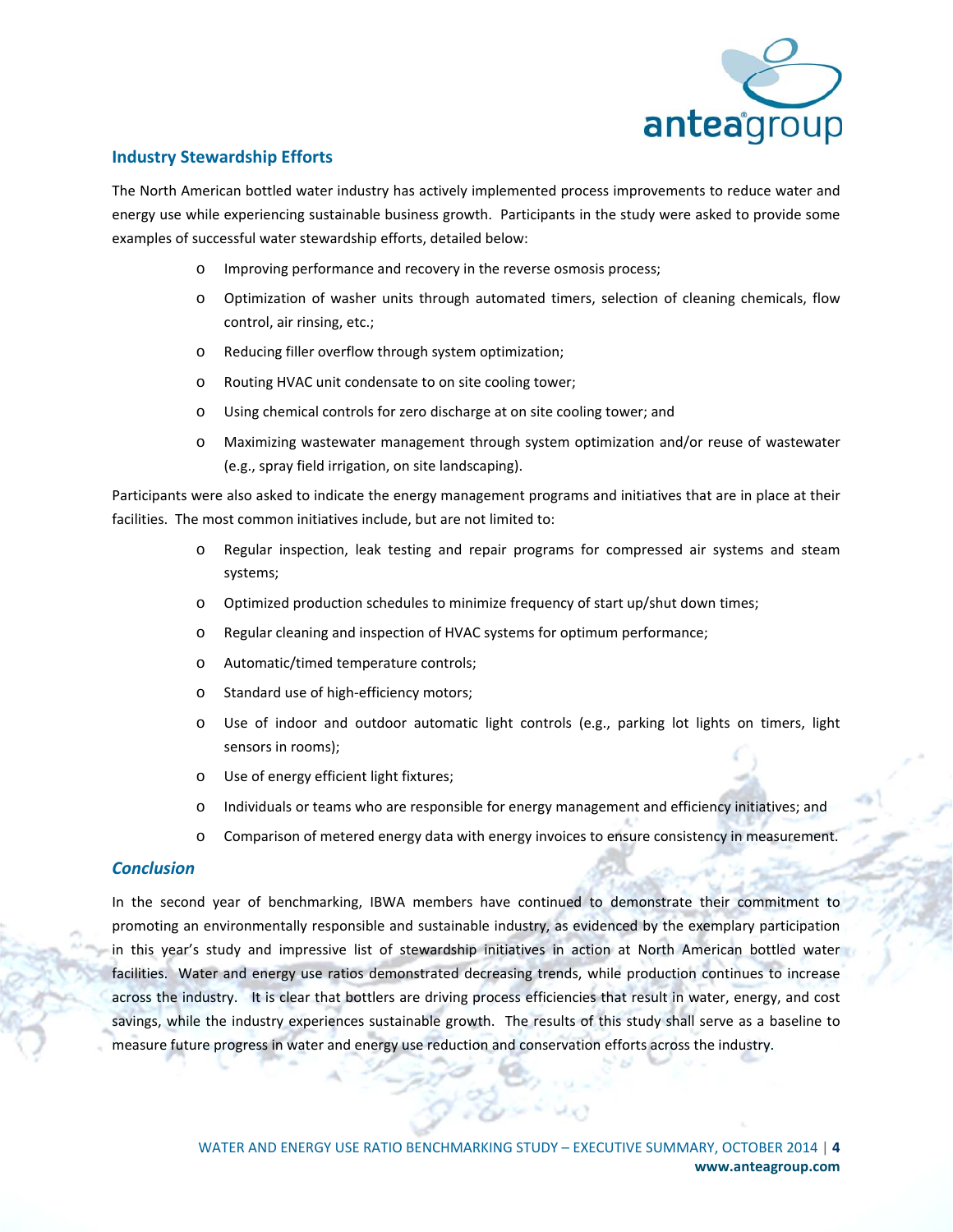## Industry Stewardship Efforts

The North American bottled water industry has actively implemented process improvements to reduce water and energy use while experiencing sustainable business growth. Participants in the study were asked to provide some examples of successful water stewardship efforts, detailed below:

- Improving performance and recovery in the reverse osmosis process;
- Optimization of washer units through automated timers, selection of cleaning chemicals, flow control, air rinsing, etc.;
- Reducing filler overflow through system optimization;
- Routing HVAC unit condensate to on site cooling tower;
- Using chemical controls for zero discharge at on site cooling tower; and
- Maximizing wastewater management through system optimization and/or reuse of wastewater (e.g., spray field irrigation, on site landscaping).

Participants were also asked to indicate the energy management programs and initiatives that are in place at their facilities. The most common initiatives include, but are not limited to:

- Regular inspection, leak testing and repair programs for compressed air systems and steam systems;
- Optimized production schedules to minimize frequency of start up/shut down times;
- Regular cleaning and inspection of HVAC systems for optimum performance;
- Automatic/timed temperature controls;
- Standard use of high-efficiency motors;
- Use of indoor and outdoor automatic light controls (e.g., parking lot lights on timers, light sensors in rooms);
- Use of energy efficient light fixtures;
- Individuals or teams who are responsible for energy management and efficiency initiatives; and
- Comparison of metered energy data with energy invoices to ensure consistency in measurement.

## *Conclusion*

In the second year of benchmarking, IBWA members have continued to demonstrate their commitment to promoting an environmentally responsible and sustainable industry, as evidenced by the exemplary participation in this year's study and impressive list of stewardship initiatives in action at North American bottled water facilities. Water and energy use ratios demonstrated decreasing trends, while production continues to increase across the industry. It is clear that bottlers are driving process efficiencies that result in water, energy, and cost savings, while the industry experiences sustainable growth. The results of this study shall serve as a baseline to measure future progress in water and energy use reduction and conservation efforts across the industry.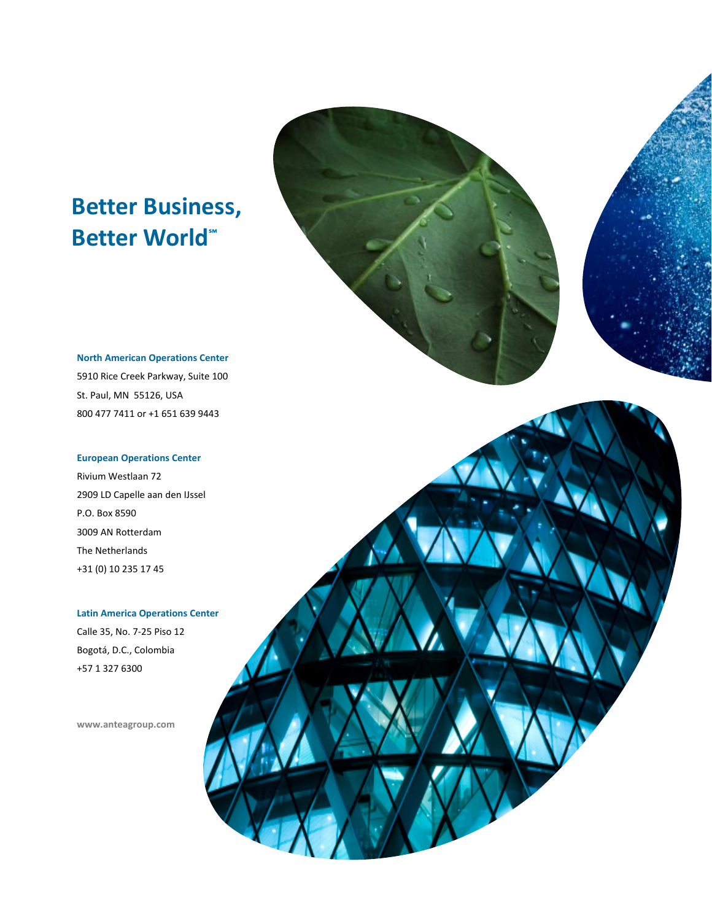# Better Business, Better World℠

**North American Operations Center**

5910 Rice Creek Parkway, Suite 100
St. Paul, MN 55126, USA
800 477 7411 or +1 651 639 9443

**European Operations Center**

Rivium Westlaan 72
2909 LD Capelle aan den IJssel
P.O. Box 8590
3009 AN Rotterdam
The Netherlands
+31 (0) 10 235 17 45

**Latin America Operations Center**

Calle 35, No. 7-25 Piso 12
Bogotá, D.C., Colombia
+57 1 327 6300

**www.anteagroup.com**